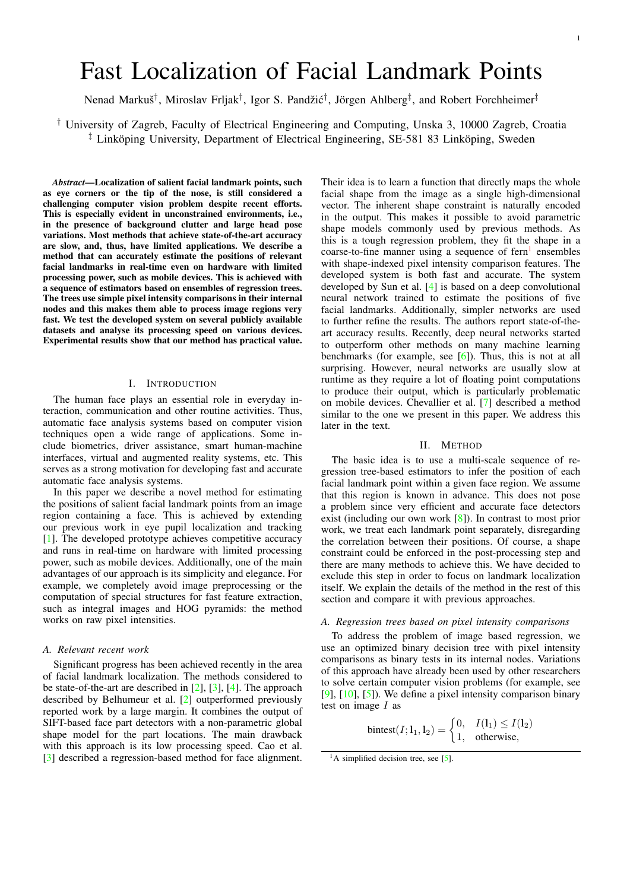# Fast Localization of Facial Landmark Points

Nenad Markuš[†], Miroslav Frljak[†], Igor S. Pandžić[†], Jörgen Ahlberg[‡], and Robert Forchheimer[‡]

[†] University of Zagreb, Faculty of Electrical Engineering and Computing, Unska 3, 10000 Zagreb, Croatia
[‡] Linköping University, Department of Electrical Engineering, SE-581 83 Linköping, Sweden

***Abstract*—Localization of salient facial landmark points, such as eye corners or the tip of the nose, is still considered a challenging computer vision problem despite recent efforts. This is especially evident in unconstrained environments, i.e., in the presence of background clutter and large head pose variations. Most methods that achieve state-of-the-art accuracy are slow, and, thus, have limited applications. We describe a method that can accurately estimate the positions of relevant facial landmarks in real-time even on hardware with limited processing power, such as mobile devices. This is achieved with a sequence of estimators based on ensembles of regression trees. The trees use simple pixel intensity comparisons in their internal nodes and this makes them able to process image regions very fast. We test the developed system on several publicly available datasets and analyse its processing speed on various devices. Experimental results show that our method has practical value.**

## I. Introduction

The human face plays an essential role in everyday interaction, communication and other routine activities. Thus, automatic face analysis systems based on computer vision techniques open a wide range of applications. Some include biometrics, driver assistance, smart human-machine interfaces, virtual and augmented reality systems, etc. This serves as a strong motivation for developing fast and accurate automatic face analysis systems.

In this paper we describe a novel method for estimating the positions of salient facial landmark points from an image region containing a face. This is achieved by extending our previous work in eye pupil localization and tracking [1]. The developed prototype achieves competitive accuracy and runs in real-time on hardware with limited processing power, such as mobile devices. Additionally, one of the main advantages of our approach is its simplicity and elegance. For example, we completely avoid image preprocessing or the computation of special structures for fast feature extraction, such as integral images and HOG pyramids: the method works on raw pixel intensities.

### A. Relevant recent work

Significant progress has been achieved recently in the area of facial landmark localization. The methods considered to be state-of-the-art are described in [2], [3], [4]. The approach described by Belhumeur et al. [2] outperformed previously reported work by a large margin. It combines the output of SIFT-based face part detectors with a non-parametric global shape model for the part locations. The main drawback with this approach is its low processing speed. Cao et al. [3] described a regression-based method for face alignment. Their idea is to learn a function that directly maps the whole facial shape from the image as a single high-dimensional vector. The inherent shape constraint is naturally encoded in the output. This makes it possible to avoid parametric shape models commonly used by previous methods. As this is a tough regression problem, they fit the shape in a coarse-to-fine manner using a sequence of fern[1] ensembles with shape-indexed pixel intensity comparison features. The developed system is both fast and accurate. The system developed by Sun et al. [4] is based on a deep convolutional neural network trained to estimate the positions of five facial landmarks. Additionally, simpler networks are used to further refine the results. The authors report state-of-the-art accuracy results. Recently, deep neural networks started to outperform other methods on many machine learning benchmarks (for example, see [6]). Thus, this is not at all surprising. However, neural networks are usually slow at runtime as they require a lot of floating point computations to produce their output, which is particularly problematic on mobile devices. Chevallier et al. [7] described a method similar to the one we present in this paper. We address this later in the text.

## II. Method

The basic idea is to use a multi-scale sequence of regression tree-based estimators to infer the position of each facial landmark point within a given face region. We assume that this region is known in advance. This does not pose a problem since very efficient and accurate face detectors exist (including our own work [8]). In contrast to most prior work, we treat each landmark point separately, disregarding the correlation between their positions. Of course, a shape constraint could be enforced in the post-processing step and there are many methods to achieve this. We have decided to exclude this step in order to focus on landmark localization itself. We explain the details of the method in the rest of this section and compare it with previous approaches.

### A. Regression trees based on pixel intensity comparisons

To address the problem of image based regression, we use an optimized binary decision tree with pixel intensity comparisons as binary tests in its internal nodes. Variations of this approach have already been used by other researchers to solve certain computer vision problems (for example, see [9], [10], [5]). We define a pixel intensity comparison binary test on image $I$ as

$$\text{bintest}(I; \mathbf{l}_1, \mathbf{l}_2) = \begin{cases} 0, & I(\mathbf{l}_1) \leq I(\mathbf{l}_2) \\ 1, & \text{otherwise,} \end{cases}$$

[1] A simplified decision tree, see [5].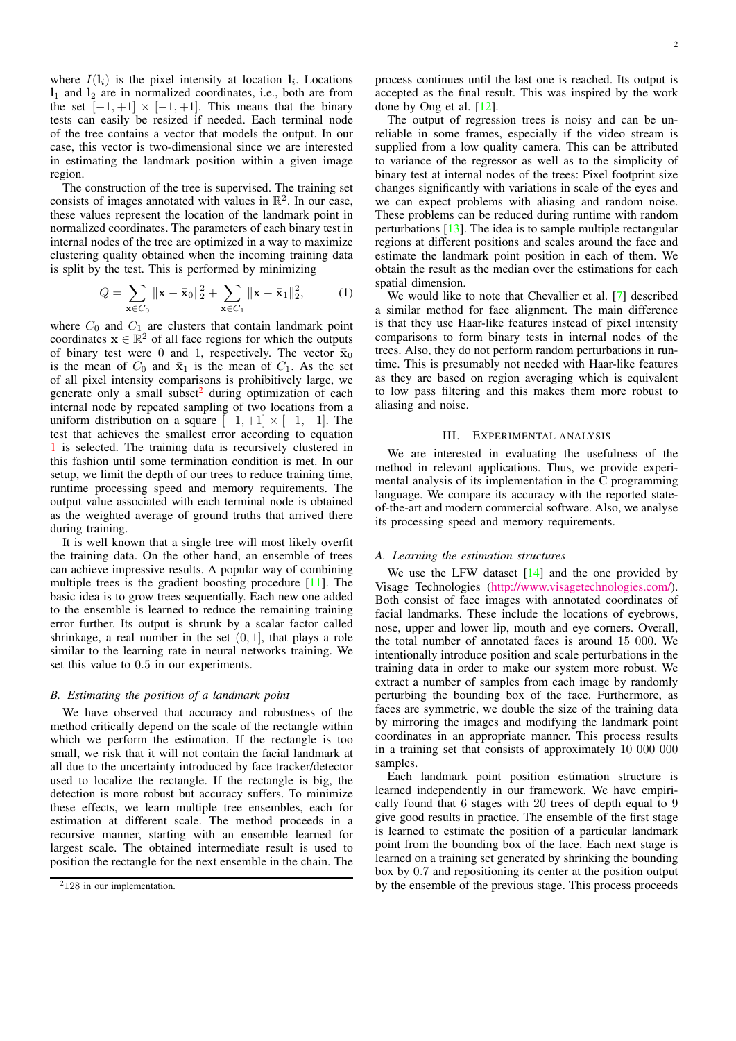where $I(\mathbf{l}_i)$ is the pixel intensity at location $\mathbf{l}_i$. Locations $\mathbf{l}_1$ and $\mathbf{l}_2$ are in normalized coordinates, i.e., both are from the set $[-1,+1] \times [-1,+1]$. This means that the binary tests can easily be resized if needed. Each terminal node of the tree contains a vector that models the output. In our case, this vector is two-dimensional since we are interested in estimating the landmark position within a given image region.

The construction of the tree is supervised. The training set consists of images annotated with values in $\mathbb{R}^2$. In our case, these values represent the location of the landmark point in normalized coordinates. The parameters of each binary test in internal nodes of the tree are optimized in a way to maximize clustering quality obtained when the incoming training data is split by the test. This is performed by minimizing

$$Q = \sum_{\mathbf{x} \in C_0} \|\mathbf{x} - \bar{\mathbf{x}}_0\|_2^2 + \sum_{\mathbf{x} \in C_1} \|\mathbf{x} - \bar{\mathbf{x}}_1\|_2^2, \tag{1}$$

where $C_0$ and $C_1$ are clusters that contain landmark point coordinates $\mathbf{x} \in \mathbb{R}^2$ of all face regions for which the outputs of binary test were 0 and 1, respectively. The vector $\bar{\mathbf{x}}_0$ is the mean of $C_0$ and $\bar{\mathbf{x}}_1$ is the mean of $C_1$. As the set of all pixel intensity comparisons is prohibitively large, we generate only a small subset[2] during optimization of each internal node by repeated sampling of two locations from a uniform distribution on a square $[-1,+1] \times [-1,+1]$. The test that achieves the smallest error according to equation 1 is selected. The training data is recursively clustered in this fashion until some termination condition is met. In our setup, we limit the depth of our trees to reduce training time, runtime processing speed and memory requirements. The output value associated with each terminal node is obtained as the weighted average of ground truths that arrived there during training.

It is well known that a single tree will most likely overfit the training data. On the other hand, an ensemble of trees can achieve impressive results. A popular way of combining multiple trees is the gradient boosting procedure [11]. The basic idea is to grow trees sequentially. Each new one added to the ensemble is learned to reduce the remaining training error further. Its output is shrunk by a scalar factor called shrinkage, a real number in the set $(0, 1]$, that plays a role similar to the learning rate in neural networks training. We set this value to $0.5$ in our experiments.

### B. Estimating the position of a landmark point

We have observed that accuracy and robustness of the method critically depend on the scale of the rectangle within which we perform the estimation. If the rectangle is too small, we risk that it will not contain the facial landmark at all due to the uncertainty introduced by face tracker/detector used to localize the rectangle. If the rectangle is big, the detection is more robust but accuracy suffers. To minimize these effects, we learn multiple tree ensembles, each for estimation at different scale. The method proceeds in a recursive manner, starting with an ensemble learned for largest scale. The obtained intermediate result is used to position the rectangle for the next ensemble in the chain. The process continues until the last one is reached. Its output is accepted as the final result. This was inspired by the work done by Ong et al. [12].

The output of regression trees is noisy and can be unreliable in some frames, especially if the video stream is supplied from a low quality camera. This can be attributed to variance of the regressor as well as to the simplicity of binary test at internal nodes of the trees: Pixel footprint size changes significantly with variations in scale of the eyes and we can expect problems with aliasing and random noise. These problems can be reduced during runtime with random perturbations [13]. The idea is to sample multiple rectangular regions at different positions and scales around the face and estimate the landmark point position in each of them. We obtain the result as the median over the estimations for each spatial dimension.

We would like to note that Chevallier et al. [7] described a similar method for face alignment. The main difference is that they use Haar-like features instead of pixel intensity comparisons to form binary tests in internal nodes of the trees. Also, they do not perform random perturbations in runtime. This is presumably not needed with Haar-like features as they are based on region averaging which is equivalent to low pass filtering and this makes them more robust to aliasing and noise.

## III. Experimental Analysis

We are interested in evaluating the usefulness of the method in relevant applications. Thus, we provide experimental analysis of its implementation in the C programming language. We compare its accuracy with the reported state-of-the-art and modern commercial software. Also, we analyse its processing speed and memory requirements.

### A. Learning the estimation structures

We use the LFW dataset [14] and the one provided by Visage Technologies (http://www.visagetechnologies.com/). Both consist of face images with annotated coordinates of facial landmarks. These include the locations of eyebrows, nose, upper and lower lip, mouth and eye corners. Overall, the total number of annotated faces is around $15\,000$. We intentionally introduce position and scale perturbations in the training data in order to make our system more robust. We extract a number of samples from each image by randomly perturbing the bounding box of the face. Furthermore, as faces are symmetric, we double the size of the training data by mirroring the images and modifying the landmark point coordinates in an appropriate manner. This process results in a training set that consists of approximately $10\,000\,000$ samples.

Each landmark point position estimation structure is learned independently in our framework. We have empirically found that $6$ stages with $20$ trees of depth equal to $9$ give good results in practice. The ensemble of the first stage is learned to estimate the position of a particular landmark point from the bounding box of the face. Each next stage is learned on a training set generated by shrinking the bounding box by $0.7$ and repositioning its center at the position output by the ensemble of the previous stage. This process proceeds

[2] 128 in our implementation.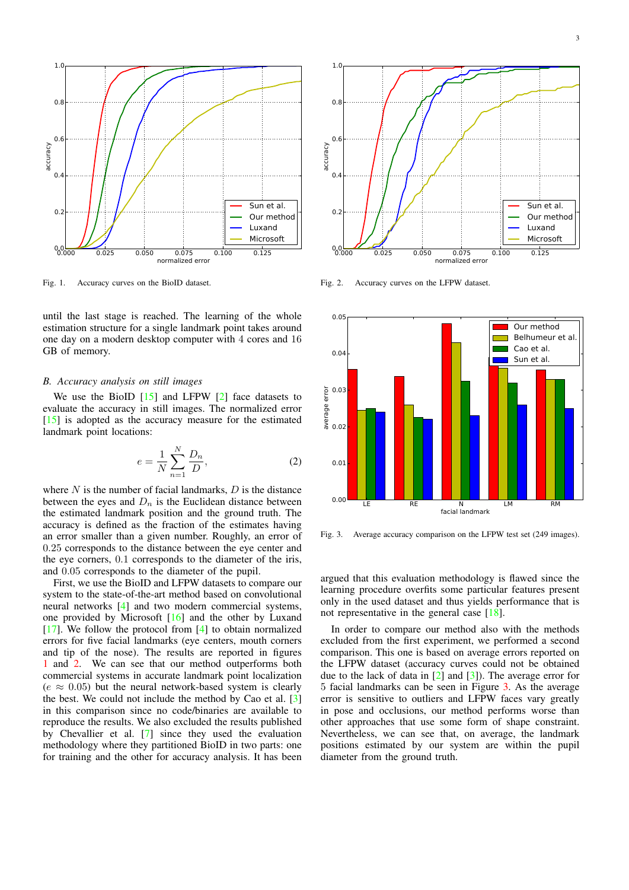Fig. 1. Accuracy curves on the BioID dataset.

Fig. 2. Accuracy curves on the LFPW dataset.

until the last stage is reached. The learning of the whole estimation structure for a single landmark point takes around one day on a modern desktop computer with 4 cores and 16 GB of memory.

### B. Accuracy analysis on still images

We use the BioID [15] and LFPW [2] face datasets to evaluate the accuracy in still images. The normalized error [15] is adopted as the accuracy measure for the estimated landmark point locations:

$$e = \frac{1}{N} \sum_{n=1}^{N} \frac{D_n}{D}, \tag{2}$$

where $N$ is the number of facial landmarks, $D$ is the distance between the eyes and $D_n$ is the Euclidean distance between the estimated landmark position and the ground truth. The accuracy is defined as the fraction of the estimates having an error smaller than a given number. Roughly, an error of 0.25 corresponds to the distance between the eye center and the eye corners, 0.1 corresponds to the diameter of the iris, and 0.05 corresponds to the diameter of the pupil.

First, we use the BioID and LFPW datasets to compare our system to the state-of-the-art method based on convolutional neural networks [4] and two modern commercial systems, one provided by Microsoft [16] and the other by Luxand [17]. We follow the protocol from [4] to obtain normalized errors for five facial landmarks (eye centers, mouth corners and tip of the nose). The results are reported in figures 1 and 2. We can see that our method outperforms both commercial systems in accurate landmark point localization ($e \approx 0.05$) but the neural network-based system is clearly the best. We could not include the method by Cao et al. [3] in this comparison since no code/binaries are available to reproduce the results. We also excluded the results published by Chevallier et al. [7] since they used the evaluation methodology where they partitioned BioID in two parts: one for training and the other for accuracy analysis. It has been argued that this evaluation methodology is flawed since the learning procedure overfits some particular features present only in the used dataset and thus yields performance that is not representative in the general case [18].

Fig. 3. Average accuracy comparison on the LFPW test set (249 images).

In order to compare our method also with the methods excluded from the first experiment, we performed a second comparison. This one is based on average errors reported on the LFPW dataset (accuracy curves could not be obtained due to the lack of data in [2] and [3]). The average error for 5 facial landmarks can be seen in Figure 3. As the average error is sensitive to outliers and LFPW faces vary greatly in pose and occlusions, our method performs worse than other approaches that use some form of shape constraint. Nevertheless, we can see that, on average, the landmark positions estimated by our system are within the pupil diameter from the ground truth.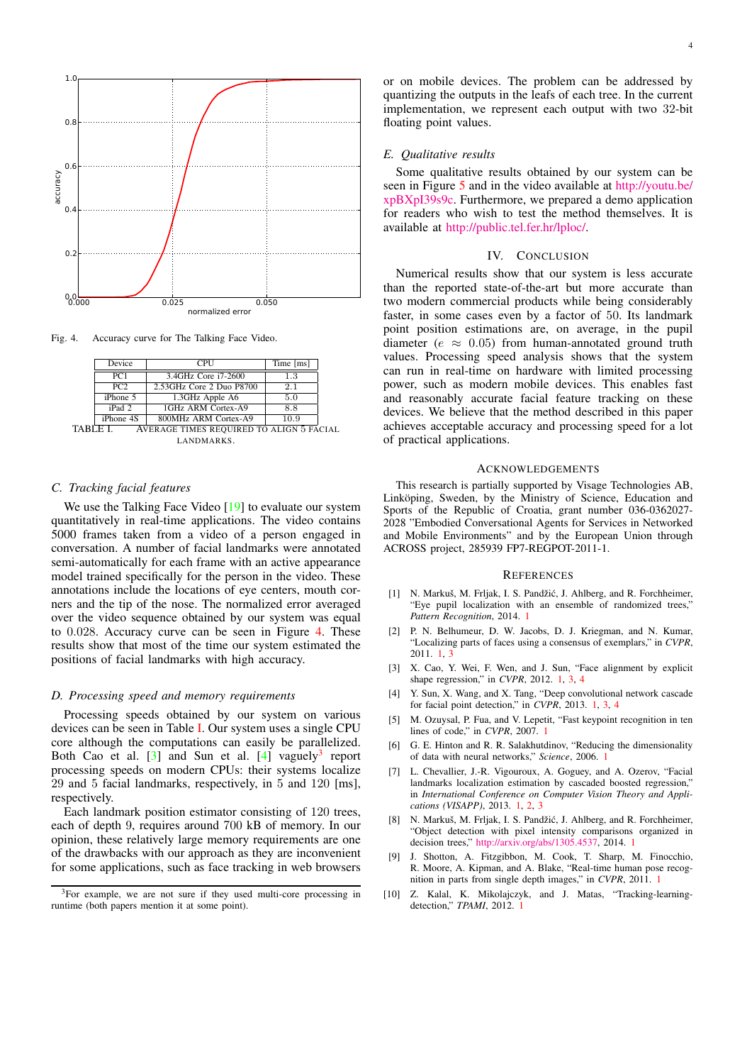Fig. 4. Accuracy curve for The Talking Face Video.

| Device | CPU | Time [ms] |
|---|---|---|
| PC1 | 3.4GHz Core i7-2600 | 1.3 |
| PC2 | 2.53GHz Core 2 Duo P8700 | 2.1 |
| iPhone 5 | 1.3GHz Apple A6 | 5.0 |
| iPad 2 | 1GHz ARM Cortex-A9 | 8.8 |
| iPhone 4S | 800MHz ARM Cortex-A9 | 10.9 |

TABLE I. AVERAGE TIMES REQUIRED TO ALIGN 5 FACIAL LANDMARKS.

### C. Tracking facial features

We use the Talking Face Video [19] to evaluate our system quantitatively in real-time applications. The video contains 5000 frames taken from a video of a person engaged in conversation. A number of facial landmarks were annotated semi-automatically for each frame with an active appearance model trained specifically for the person in the video. These annotations include the locations of eye centers, mouth corners and the tip of the nose. The normalized error averaged over the video sequence obtained by our system was equal to 0.028. Accuracy curve can be seen in Figure 4. These results show that most of the time our system estimated the positions of facial landmarks with high accuracy.

### D. Processing speed and memory requirements

Processing speeds obtained by our system on various devices can be seen in Table I. Our system uses a single CPU core although the computations can easily be parallelized. Both Cao et al. [3] and Sun et al. [4] vaguely[3] report processing speeds on modern CPUs: their systems localize 29 and 5 facial landmarks, respectively, in 5 and 120 [ms], respectively.

Each landmark position estimator consisting of 120 trees, each of depth 9, requires around 700 kB of memory. In our opinion, these relatively large memory requirements are one of the drawbacks with our approach as they are inconvenient for some applications, such as face tracking in web browsers or on mobile devices. The problem can be addressed by quantizing the outputs in the leafs of each tree. In the current implementation, we represent each output with two 32-bit floating point values.

[3]For example, we are not sure if they used multi-core processing in runtime (both papers mention it at some point).

### E. Qualitative results

Some qualitative results obtained by our system can be seen in Figure 5 and in the video available at http://youtu.be/xpBXpI39s9c. Furthermore, we prepared a demo application for readers who wish to test the method themselves. It is available at http://public.tel.fer.hr/lploc/.

## IV. Conclusion

Numerical results show that our system is less accurate than the reported state-of-the-art but more accurate than two modern commercial products while being considerably faster, in some cases even by a factor of 50. Its landmark point position estimations are, on average, in the pupil diameter ($e \approx 0.05$) from human-annotated ground truth values. Processing speed analysis shows that the system can run in real-time on hardware with limited processing power, such as modern mobile devices. This enables fast and reasonably accurate facial feature tracking on these devices. We believe that the method described in this paper achieves acceptable accuracy and processing speed for a lot of practical applications.

## Acknowledgements

This research is partially supported by Visage Technologies AB, Linköping, Sweden, by the Ministry of Science, Education and Sports of the Republic of Croatia, grant number 036-0362027-2028 "Embodied Conversational Agents for Services in Networked and Mobile Environments" and by the European Union through ACROSS project, 285939 FP7-REGPOT-2011-1.

## References

[1] N. Markuš, M. Frljak, I. S. Pandžić, J. Ahlberg, and R. Forchheimer, "Eye pupil localization with an ensemble of randomized trees," *Pattern Recognition*, 2014. 1

[2] P. N. Belhumeur, D. W. Jacobs, D. J. Kriegman, and N. Kumar, "Localizing parts of faces using a consensus of exemplars," in *CVPR*, 2011. 1, 3

[3] X. Cao, Y. Wei, F. Wen, and J. Sun, "Face alignment by explicit shape regression," in *CVPR*, 2012. 1, 3, 4

[4] Y. Sun, X. Wang, and X. Tang, "Deep convolutional network cascade for facial point detection," in *CVPR*, 2013. 1, 3, 4

[5] M. Ozuysal, P. Fua, and V. Lepetit, "Fast keypoint recognition in ten lines of code," in *CVPR*, 2007. 1

[6] G. E. Hinton and R. R. Salakhutdinov, "Reducing the dimensionality of data with neural networks," *Science*, 2006. 1

[7] L. Chevallier, J.-R. Vigouroux, A. Goguey, and A. Ozerov, "Facial landmarks localization estimation by cascaded boosted regression," in *International Conference on Computer Vision Theory and Applications (VISAPP)*, 2013. 1, 2, 3

[8] N. Markuš, M. Frljak, I. S. Pandžić, J. Ahlberg, and R. Forchheimer, "Object detection with pixel intensity comparisons organized in decision trees," http://arxiv.org/abs/1305.4537, 2014. 1

[9] J. Shotton, A. Fitzgibbon, M. Cook, T. Sharp, M. Finocchio, R. Moore, A. Kipman, and A. Blake, "Real-time human pose recognition in parts from single depth images," in *CVPR*, 2011. 1

[10] Z. Kalal, K. Mikolajczyk, and J. Matas, "Tracking-learning-detection," *TPAMI*, 2012. 1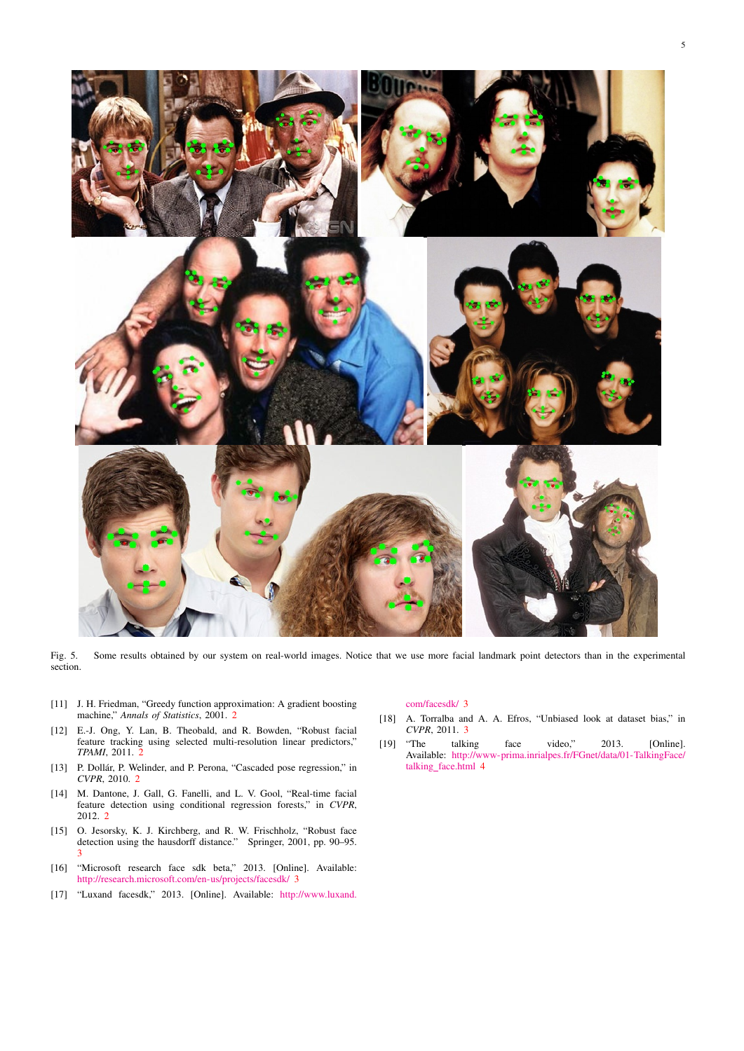Fig. 5. Some results obtained by our system on real-world images. Notice that we use more facial landmark point detectors than in the experimental section.

[11] J. H. Friedman, "Greedy function approximation: A gradient boosting machine," *Annals of Statistics*, 2001. 2

[12] E.-J. Ong, Y. Lan, B. Theobald, and R. Bowden, "Robust facial feature tracking using selected multi-resolution linear predictors," *TPAMI*, 2011. 2

[13] P. Dollár, P. Welinder, and P. Perona, "Cascaded pose regression," in *CVPR*, 2010. 2

[14] M. Dantone, J. Gall, G. Fanelli, and L. V. Gool, "Real-time facial feature detection using conditional regression forests," in *CVPR*, 2012. 2

[15] O. Jesorsky, K. J. Kirchberg, and R. W. Frischholz, "Robust face detection using the hausdorff distance." Springer, 2001, pp. 90–95. 3

[16] "Microsoft research face sdk beta," 2013. [Online]. Available: http://research.microsoft.com/en-us/projects/facesdk/ 3

[17] "Luxand facesdk," 2013. [Online]. Available: http://www.luxand.com/facesdk/ 3

[18] A. Torralba and A. A. Efros, "Unbiased look at dataset bias," in *CVPR*, 2011. 3

[19] "The talking face video," 2013. [Online]. Available: http://www-prima.inrialpes.fr/FGnet/data/01-TalkingFace/talking_face.html 4